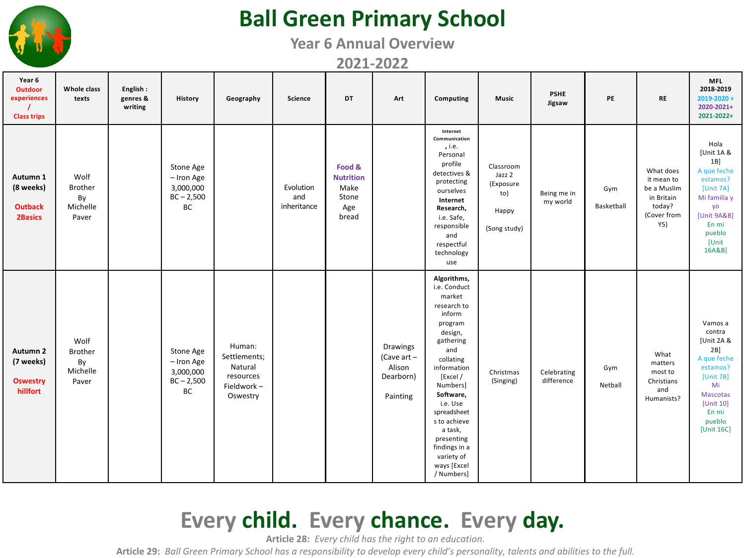# Ball Green Primary School

## Year 6 Annual Overview

## 2021-2022

| Year 6 Outdoor experiences / Class trips | Whole class texts | English : genres & writing | History | Geography | Science | DT | Art | Computing | Music | PSHE Jigsaw | PE | RE | MFL 2018-2019 2019-2020 + 2020-2021+ 2021-2022+ |
|---|---|---|---|---|---|---|---|---|---|---|---|---|---|
| **Autumn 1 (8 weeks)** Outback 2Basics | Wolf Brother By Michelle Paver | | Stone Age – Iron Age 3,000,000 BC – 2,500 BC | | Evolution and inheritance | Food & Nutrition Make Stone Age bread | | **Internet Communication**, i.e. Personal profile detectives & protecting ourselves **Internet Research,** i.e. Safe, responsible and respectful technology use | Classroom Jazz 2 (Exposure to) Happy (Song study) | Being me in my world | Gym Basketball | What does it mean to be a Muslim in Britain today? (Cover from Y5) | Hola [Unit 1A & 1B] A que feche estamos? [Unit 7A] Mi familia y yo [Unit 9A&B] En mi pueblo [Unit 16A&B] |
| **Autumn 2 (7 weeks)** Oswestry hillfort | Wolf Brother By Michelle Paver | | Stone Age – Iron Age 3,000,000 BC – 2,500 BC | Human: Settlements; Natural resources Fieldwork – Oswestry | | | Drawings (Cave art – Alison Dearborn) Painting | **Algorithms,** i.e. Conduct market research to inform program design, gathering and collating information [Excel / Numbers] **Software,** i.e. Use spreadsheets to achieve a task, presenting findings in a variety of ways [Excel / Numbers] | Christmas (Singing) | Celebrating difference | Gym Netball | What matters most to Christians and Humanists? | Vamos a contra [Unit 2A & 2B] A que feche estamos? [Unit 7B] Mi Mascotas [Unit 10] En mi pueblo [Unit 16C] |

**Every child. Every chance. Every day.**

**Article 28:** *Every child has the right to an education.*

**Article 29:** *Ball Green Primary School has a responsibility to develop every child's personality, talents and abilities to the full.*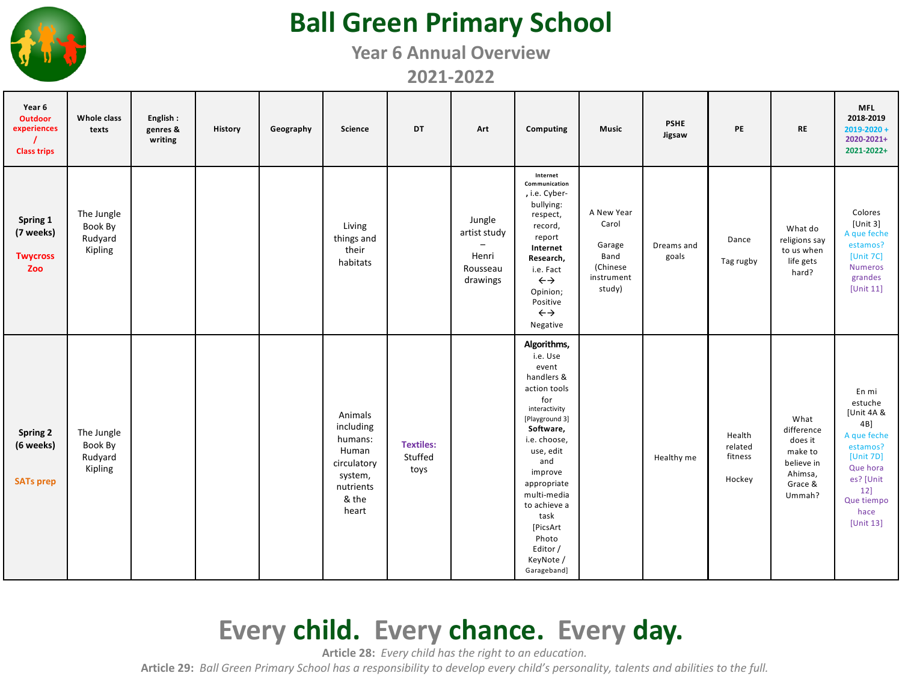# Ball Green Primary School

## Year 6 Annual Overview

## 2021-2022

| Year 6 Outdoor experiences / Class trips | Whole class texts | English : genres & writing | History | Geography | Science | DT | Art | Computing | Music | PSHE Jigsaw | PE | RE | MFL 2018-2019 2019-2020 + 2020-2021+ 2021-2022+ |
|---|---|---|---|---|---|---|---|---|---|---|---|---|---|
| **Spring 1 (7 weeks)** Twycross Zoo | The Jungle Book By Rudyard Kipling | | | | Living things and their habitats | | Jungle artist study – Henri Rousseau drawings | **Internet Communication**, i.e. Cyber-bullying: respect, record, report **Internet Research,** i.e. Fact ↔ Opinion; Positive ↔ Negative | A New Year Carol Garage Band (Chinese instrument study) | Dreams and goals | Dance Tag rugby | What do religions say to us when life gets hard? | Colores [Unit 3] A que feche estamos? [Unit 7C] Numeros grandes [Unit 11] |
| **Spring 2 (6 weeks)** SATs prep | The Jungle Book By Rudyard Kipling | | | | Animals including humans: Human circulatory system, nutrients & the heart | **Textiles:** Stuffed toys | | **Algorithms,** i.e. Use event handlers & action tools for interactivity [Playground 3] **Software,** i.e. choose, use, edit and improve appropriate multi-media to achieve a task [PicsArt Photo Editor / KeyNote / Garageband] | | Healthy me | Health related fitness Hockey | What difference does it make to believe in Ahimsa, Grace & Ummah? | En mi estuche [Unit 4A & 4B] A que feche estamos? [Unit 7D] Que hora es? [Unit 12] Que tiempo hace [Unit 13] |

**Every child. Every chance. Every day.**

**Article 28:** *Every child has the right to an education.*

**Article 29:** *Ball Green Primary School has a responsibility to develop every child's personality, talents and abilities to the full.*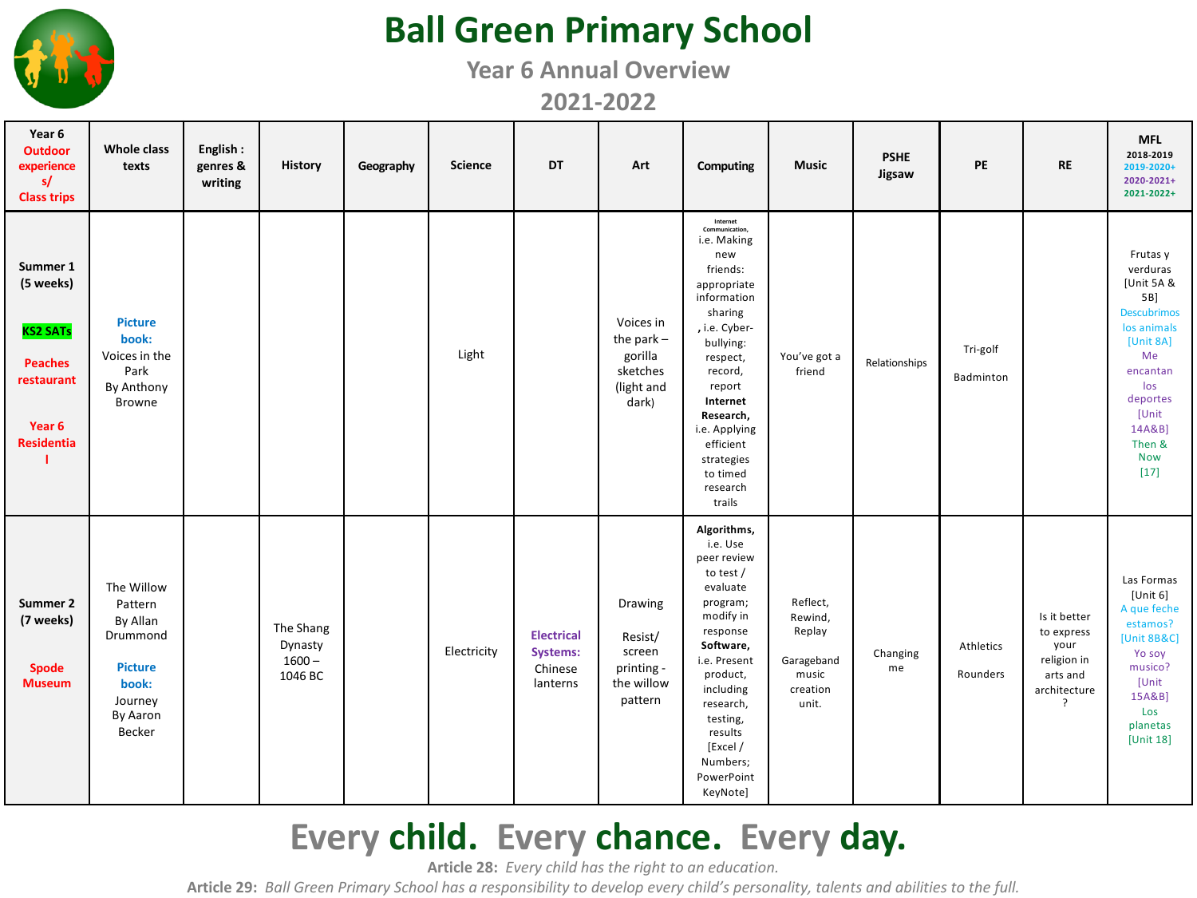# Ball Green Primary School

## Year 6 Annual Overview

## 2021-2022

| Year 6 Outdoor experiences/ Class trips | Whole class texts | English : genres & writing | History | Geography | Science | DT | Art | Computing | Music | PSHE Jigsaw | PE | RE | MFL 2018-2019 2019-2020+ 2020-2021+ 2021-2022+ |
|---|---|---|---|---|---|---|---|---|---|---|---|---|---|
| **Summer 1 (5 weeks)** KS2 SATs Peaches restaurant Year 6 Residential | **Picture book:** Voices in the Park By Anthony Browne | | | | Light | | Voices in the park – gorilla sketches (light and dark) | **Internet Communication,** i.e. Making new friends: appropriate information sharing , i.e. Cyber-bullying: respect, record, report **Internet Research,** i.e. Applying efficient strategies to timed research trails | You've got a friend | Relationships | Tri-golf Badminton | | Frutas y verduras [Unit 5A & 5B] Descubrimos los animals [Unit 8A] Me encantan los deportes [Unit 14A&B] Then & Now [17] |
| **Summer 2 (7 weeks)** Spode Museum | The Willow Pattern By Allan Drummond **Picture book:** Journey By Aaron Becker | | The Shang Dynasty 1600 – 1046 BC | | Electricity | **Electrical Systems:** Chinese lanterns | Drawing Resist/ screen printing - the willow pattern | **Algorithms,** i.e. Use peer review to test / evaluate program; modify in response **Software,** i.e. Present product, including research, testing, results [Excel / Numbers; PowerPoint KeyNote] | Reflect, Rewind, Replay Garageband music creation unit. | Changing me | Athletics Rounders | Is it better to express your religion in arts and architecture ? | Las Formas [Unit 6] A que feche estamos? [Unit 8B&C] Yo soy musico? [Unit 15A&B] Los planetas [Unit 18] |

**Every child. Every chance. Every day.**

**Article 28:** *Every child has the right to an education.*

**Article 29:** *Ball Green Primary School has a responsibility to develop every child's personality, talents and abilities to the full.*